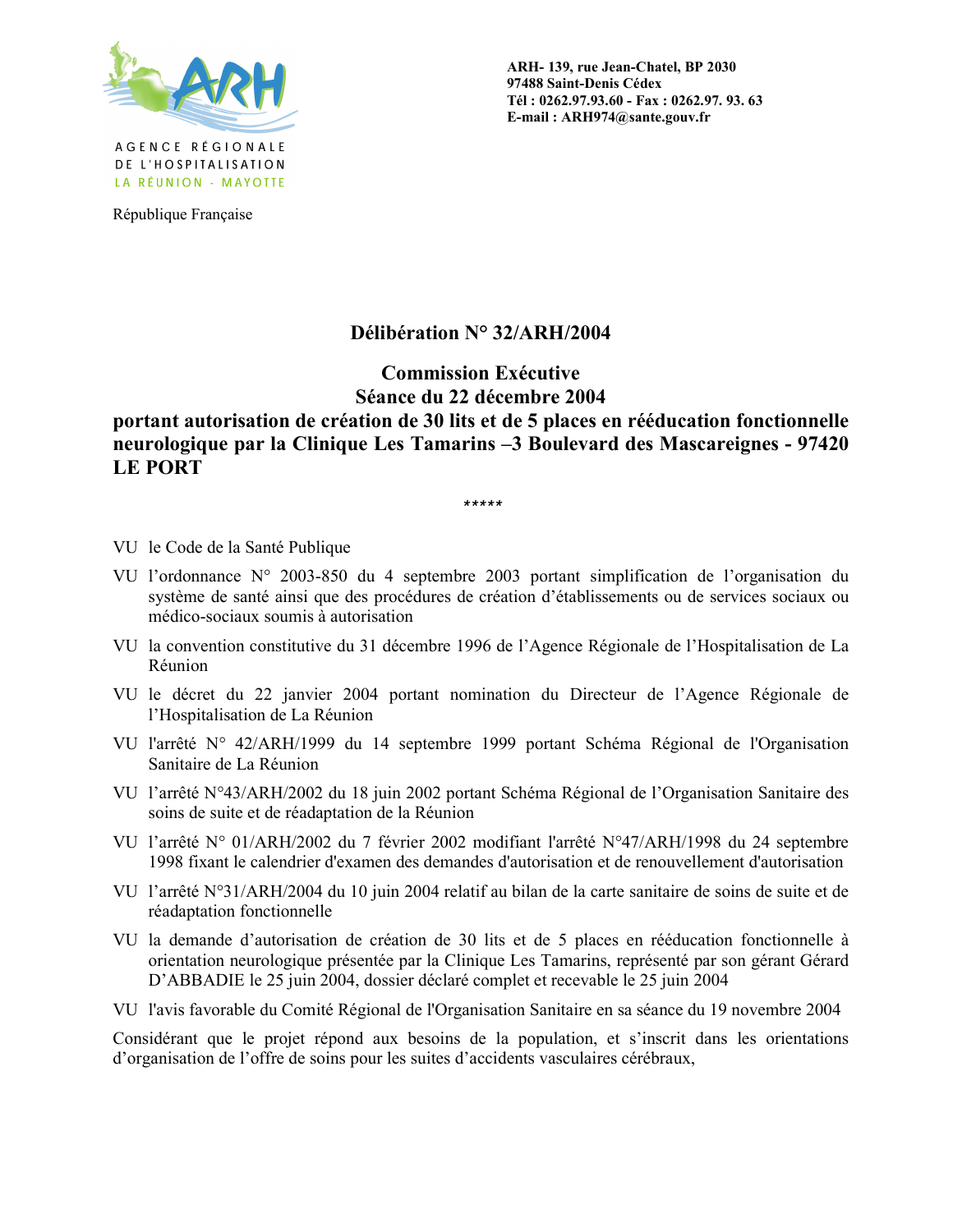AGENCE RÉGIONALE
DE L'HOSPITALISATION
LA RÉUNION - MAYOTTE

République Française

**ARH- 139, rue Jean-Chatel, BP 2030**
**97488 Saint-Denis Cédex**
**Tél : 0262.97.93.60 - Fax : 0262.97. 93. 63**
**E-mail : ARH974@sante.gouv.fr**

# Délibération N° 32/ARH/2004

## Commission Exécutive
## Séance du 22 décembre 2004
## portant autorisation de création de 30 lits et de 5 places en rééducation fonctionnelle neurologique par la Clinique Les Tamarins –3 Boulevard des Mascareignes - 97420 LE PORT

*****

VU le Code de la Santé Publique

VU l'ordonnance N° 2003-850 du 4 septembre 2003 portant simplification de l'organisation du système de santé ainsi que des procédures de création d'établissements ou de services sociaux ou médico-sociaux soumis à autorisation

VU la convention constitutive du 31 décembre 1996 de l'Agence Régionale de l'Hospitalisation de La Réunion

VU le décret du 22 janvier 2004 portant nomination du Directeur de l'Agence Régionale de l'Hospitalisation de La Réunion

VU l'arrêté N° 42/ARH/1999 du 14 septembre 1999 portant Schéma Régional de l'Organisation Sanitaire de La Réunion

VU l'arrêté N°43/ARH/2002 du 18 juin 2002 portant Schéma Régional de l'Organisation Sanitaire des soins de suite et de réadaptation de la Réunion

VU l'arrêté N° 01/ARH/2002 du 7 février 2002 modifiant l'arrêté N°47/ARH/1998 du 24 septembre 1998 fixant le calendrier d'examen des demandes d'autorisation et de renouvellement d'autorisation

VU l'arrêté N°31/ARH/2004 du 10 juin 2004 relatif au bilan de la carte sanitaire de soins de suite et de réadaptation fonctionnelle

VU la demande d'autorisation de création de 30 lits et de 5 places en rééducation fonctionnelle à orientation neurologique présentée par la Clinique Les Tamarins, représenté par son gérant Gérard D'ABBADIE le 25 juin 2004, dossier déclaré complet et recevable le 25 juin 2004

VU l'avis favorable du Comité Régional de l'Organisation Sanitaire en sa séance du 19 novembre 2004

Considérant que le projet répond aux besoins de la population, et s'inscrit dans les orientations d'organisation de l'offre de soins pour les suites d'accidents vasculaires cérébraux,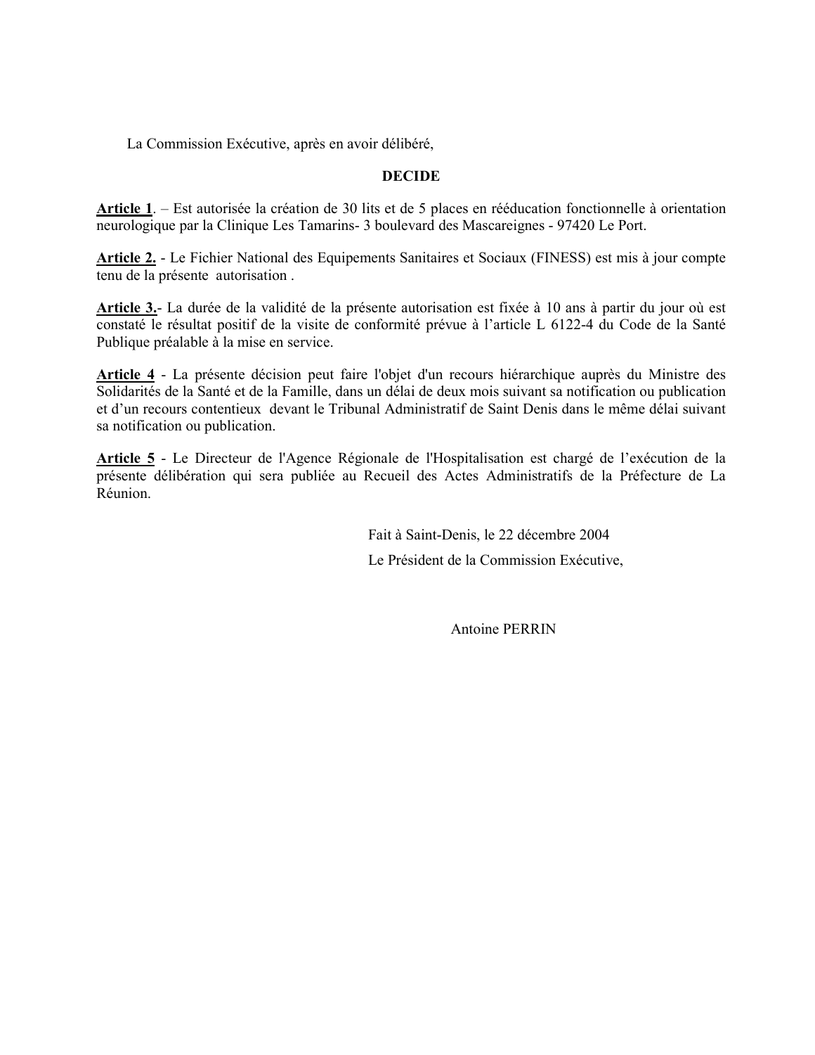La Commission Exécutive, après en avoir délibéré,

**DECIDE**

**Article 1**. – Est autorisée la création de 30 lits et de 5 places en rééducation fonctionnelle à orientation neurologique par la Clinique Les Tamarins- 3 boulevard des Mascareignes - 97420 Le Port.

**Article 2.** - Le Fichier National des Equipements Sanitaires et Sociaux (FINESS) est mis à jour compte tenu de la présente autorisation .

**Article 3.**- La durée de la validité de la présente autorisation est fixée à 10 ans à partir du jour où est constaté le résultat positif de la visite de conformité prévue à l'article L 6122-4 du Code de la Santé Publique préalable à la mise en service.

**Article 4** - La présente décision peut faire l'objet d'un recours hiérarchique auprès du Ministre des Solidarités de la Santé et de la Famille, dans un délai de deux mois suivant sa notification ou publication et d'un recours contentieux devant le Tribunal Administratif de Saint Denis dans le même délai suivant sa notification ou publication.

**Article 5** - Le Directeur de l'Agence Régionale de l'Hospitalisation est chargé de l'exécution de la présente délibération qui sera publiée au Recueil des Actes Administratifs de la Préfecture de La Réunion.

Fait à Saint-Denis, le 22 décembre 2004

Le Président de la Commission Exécutive,

Antoine PERRIN